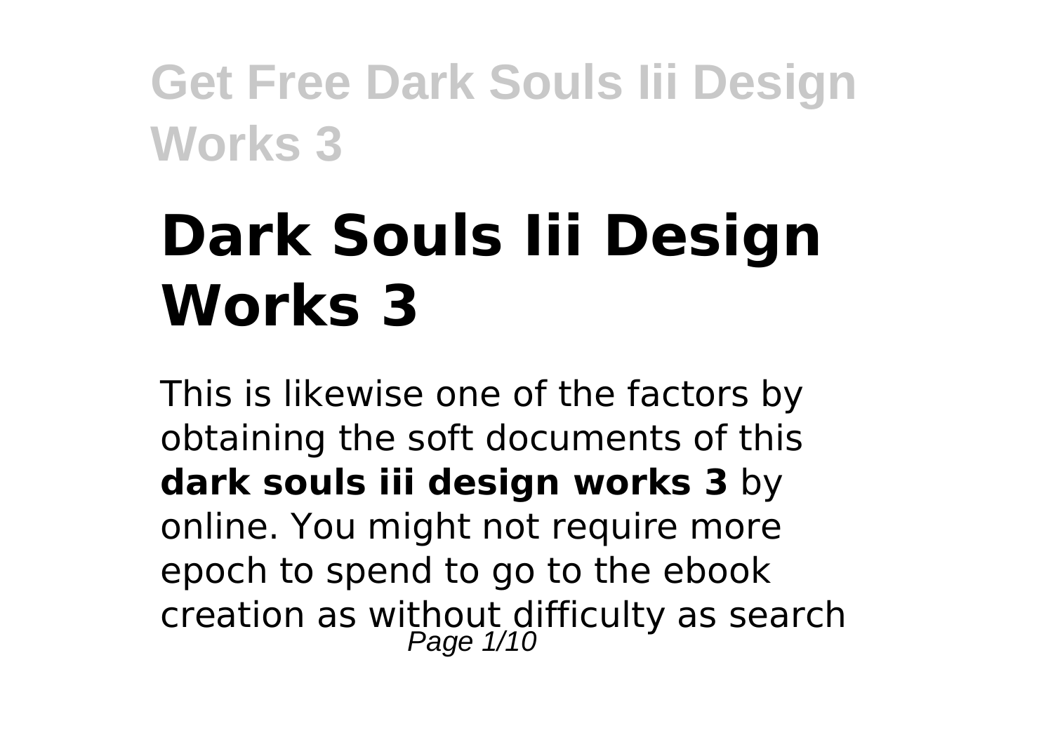# Dark Souls Iii Design Works 3

This is likewise one of the factors by obtaining the soft documents of this **dark souls iii design works 3** by online. You might not require more epoch to spend to go to the ebook creation as without difficulty as search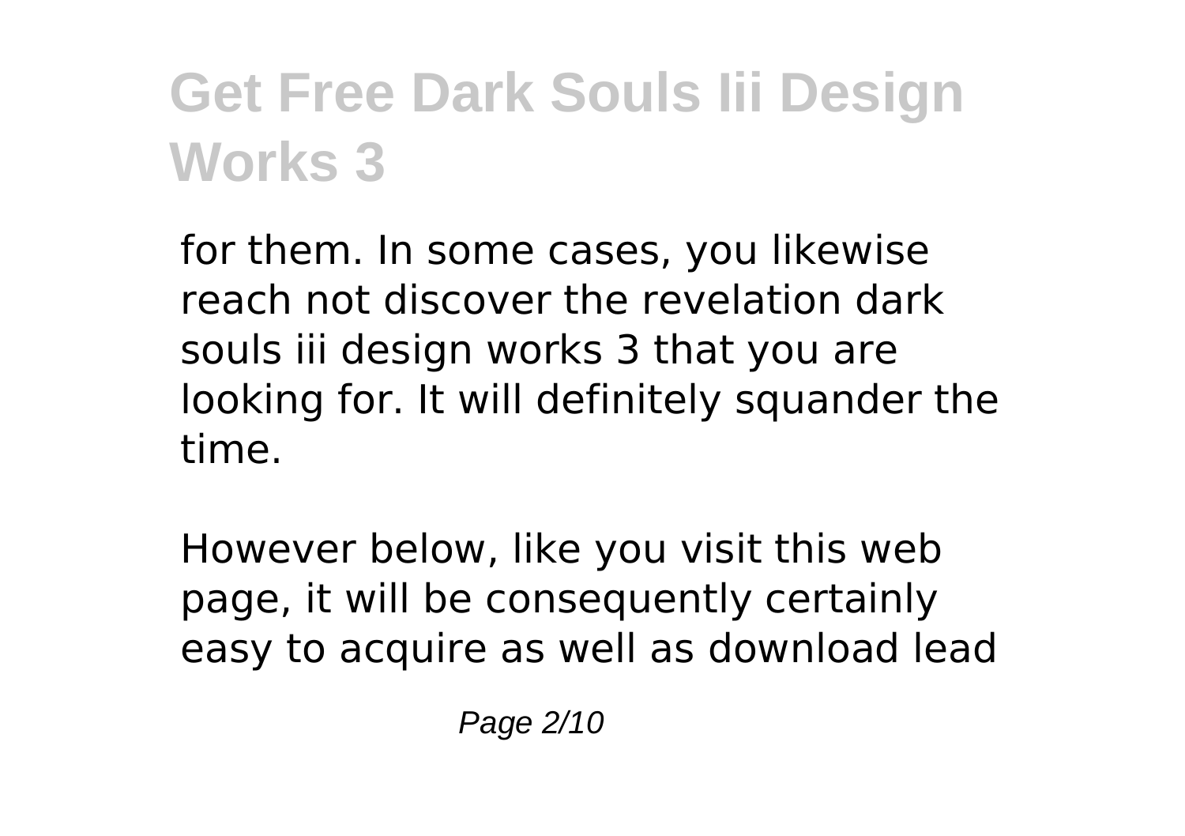for them. In some cases, you likewise reach not discover the revelation dark souls iii design works 3 that you are looking for. It will definitely squander the time.

However below, like you visit this web page, it will be consequently certainly easy to acquire as well as download lead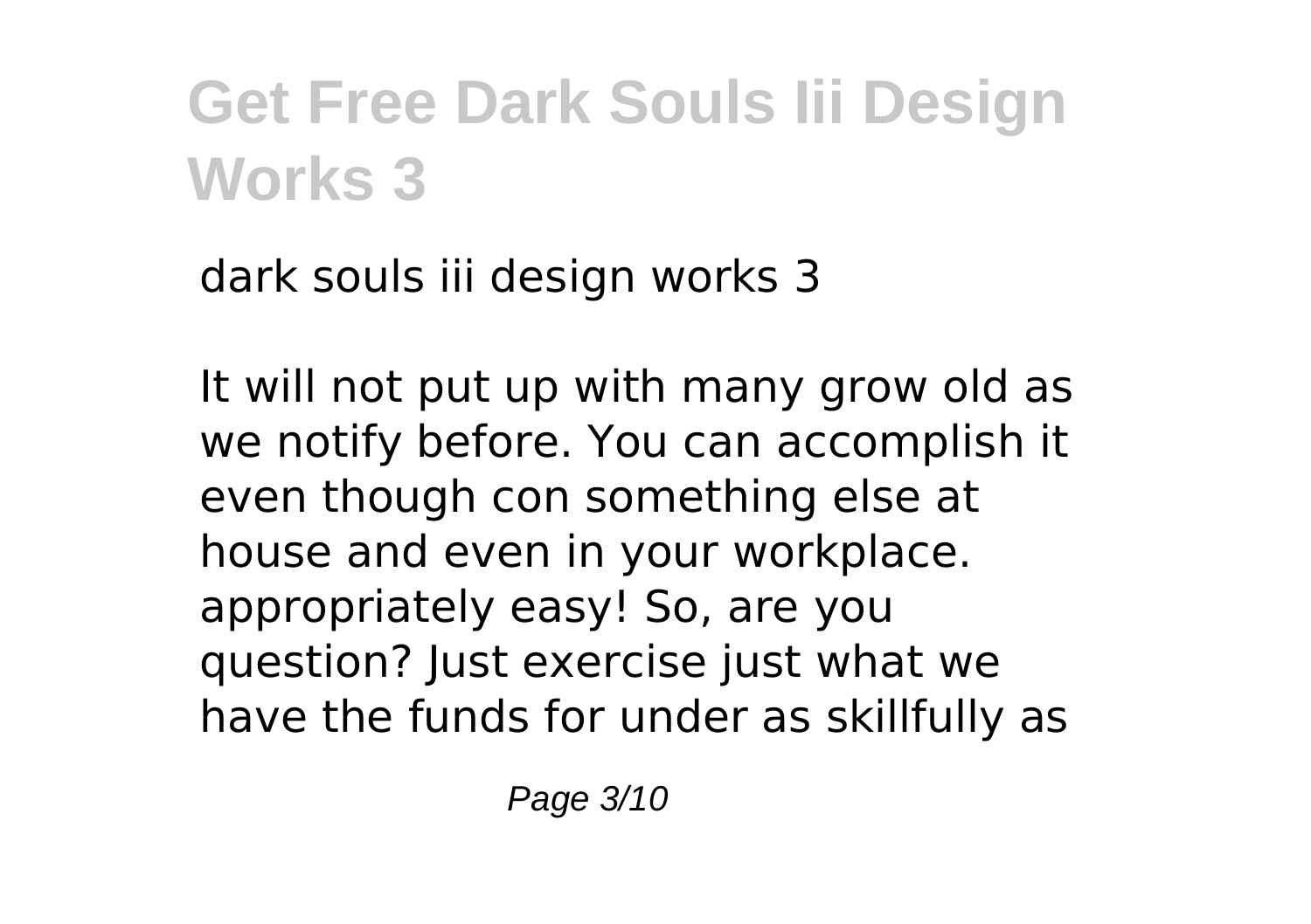dark souls iii design works 3

It will not put up with many grow old as we notify before. You can accomplish it even though con something else at house and even in your workplace. appropriately easy! So, are you question? Just exercise just what we have the funds for under as skillfully as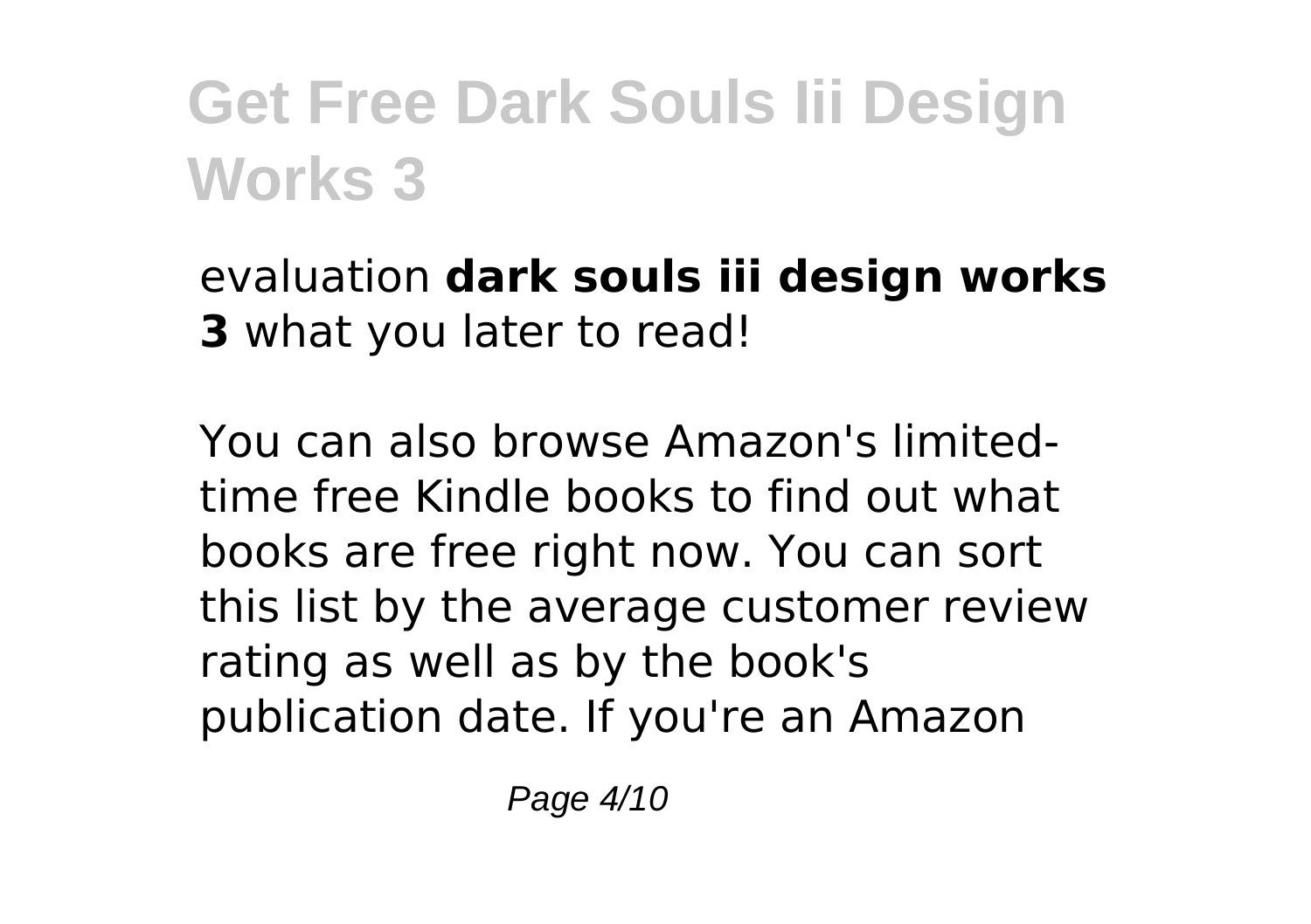evaluation **dark souls iii design works 3** what you later to read!

You can also browse Amazon's limited-time free Kindle books to find out what books are free right now. You can sort this list by the average customer review rating as well as by the book's publication date. If you're an Amazon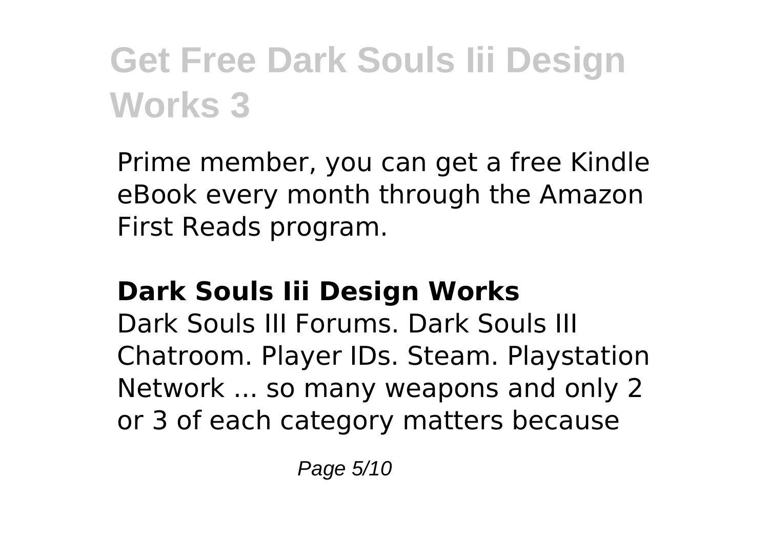Prime member, you can get a free Kindle eBook every month through the Amazon First Reads program.

**Dark Souls Iii Design Works**

Dark Souls III Forums. Dark Souls III Chatroom. Player IDs. Steam. Playstation Network ... so many weapons and only 2 or 3 of each category matters because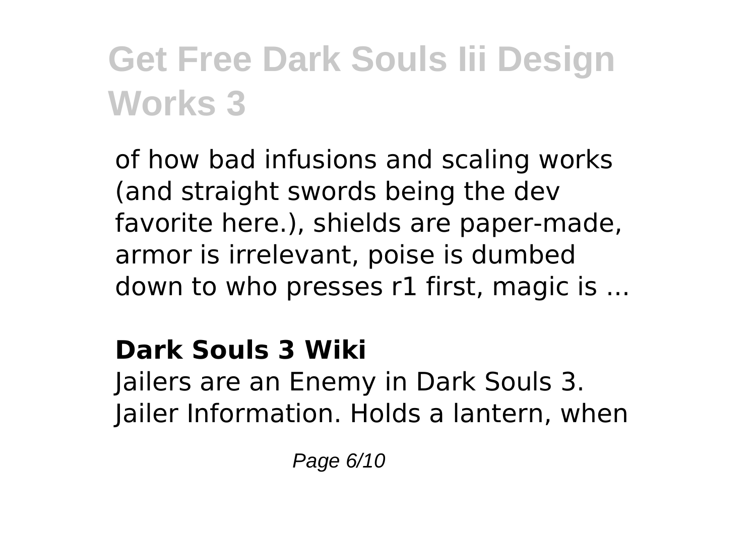of how bad infusions and scaling works (and straight swords being the dev favorite here.), shields are paper-made, armor is irrelevant, poise is dumbed down to who presses r1 first, magic is ...

**Dark Souls 3 Wiki**

Jailers are an Enemy in Dark Souls 3. Jailer Information. Holds a lantern, when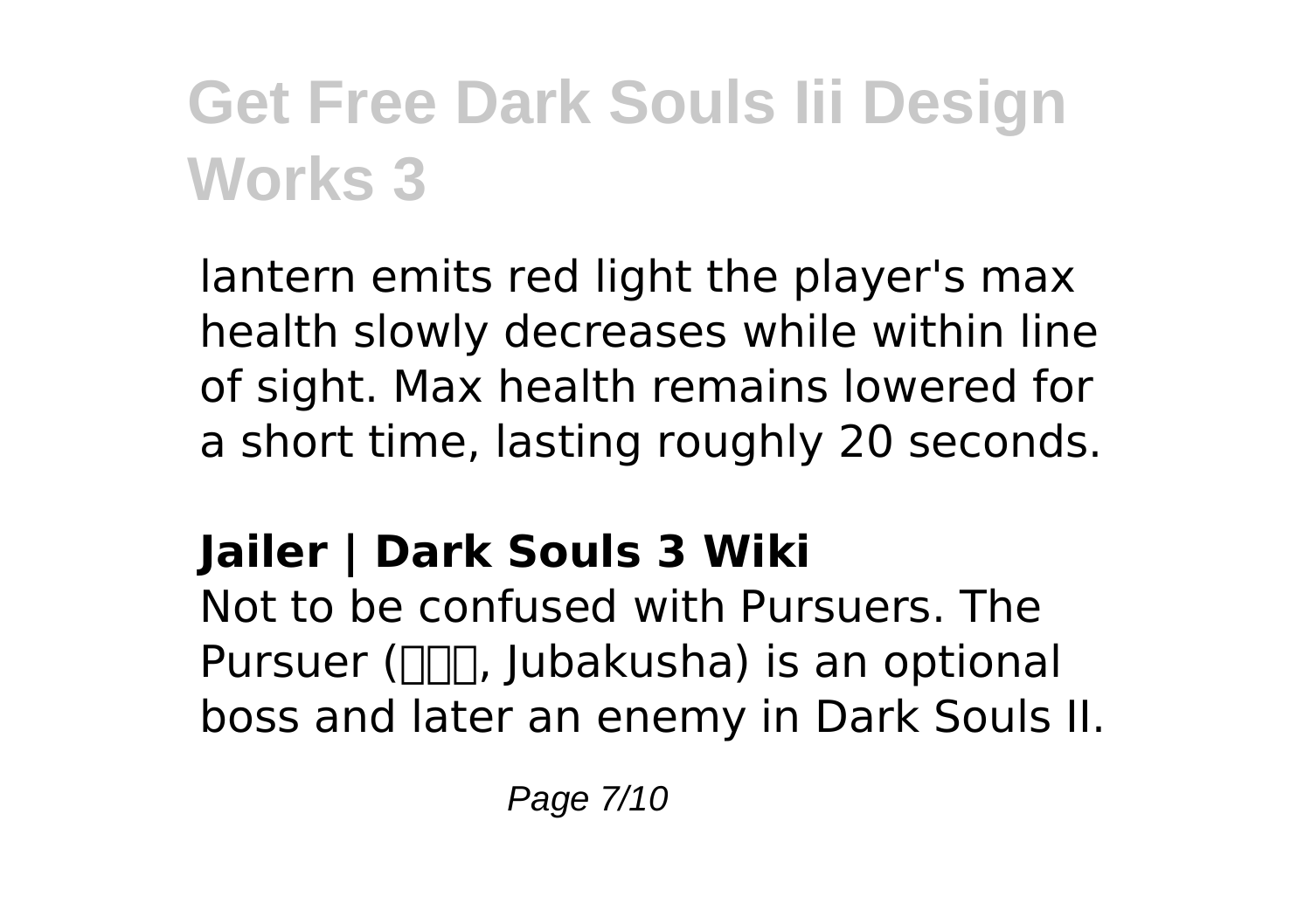lantern emits red light the player's max health slowly decreases while within line of sight. Max health remains lowered for a short time, lasting roughly 20 seconds.

## Jailer | Dark Souls 3 Wiki

Not to be confused with Pursuers. The Pursuer (□□□, Jubakusha) is an optional boss and later an enemy in Dark Souls II.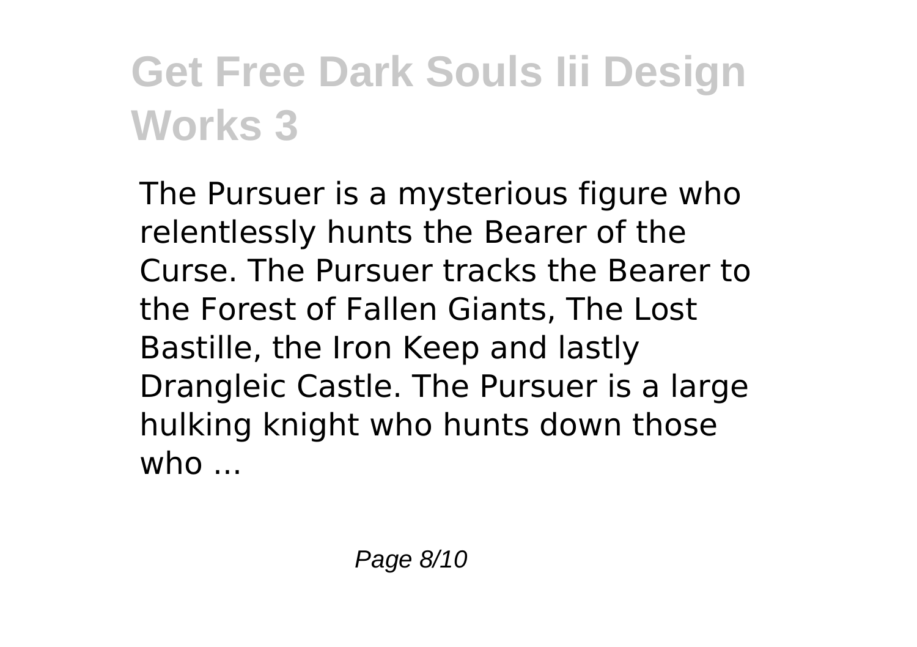The Pursuer is a mysterious figure who relentlessly hunts the Bearer of the Curse. The Pursuer tracks the Bearer to the Forest of Fallen Giants, The Lost Bastille, the Iron Keep and lastly Drangleic Castle. The Pursuer is a large hulking knight who hunts down those who ...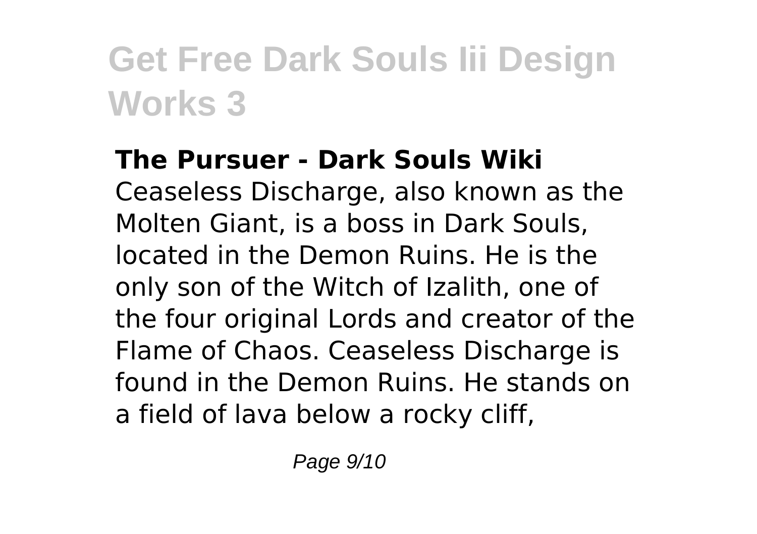**The Pursuer - Dark Souls Wiki**

Ceaseless Discharge, also known as the Molten Giant, is a boss in Dark Souls, located in the Demon Ruins. He is the only son of the Witch of Izalith, one of the four original Lords and creator of the Flame of Chaos. Ceaseless Discharge is found in the Demon Ruins. He stands on a field of lava below a rocky cliff,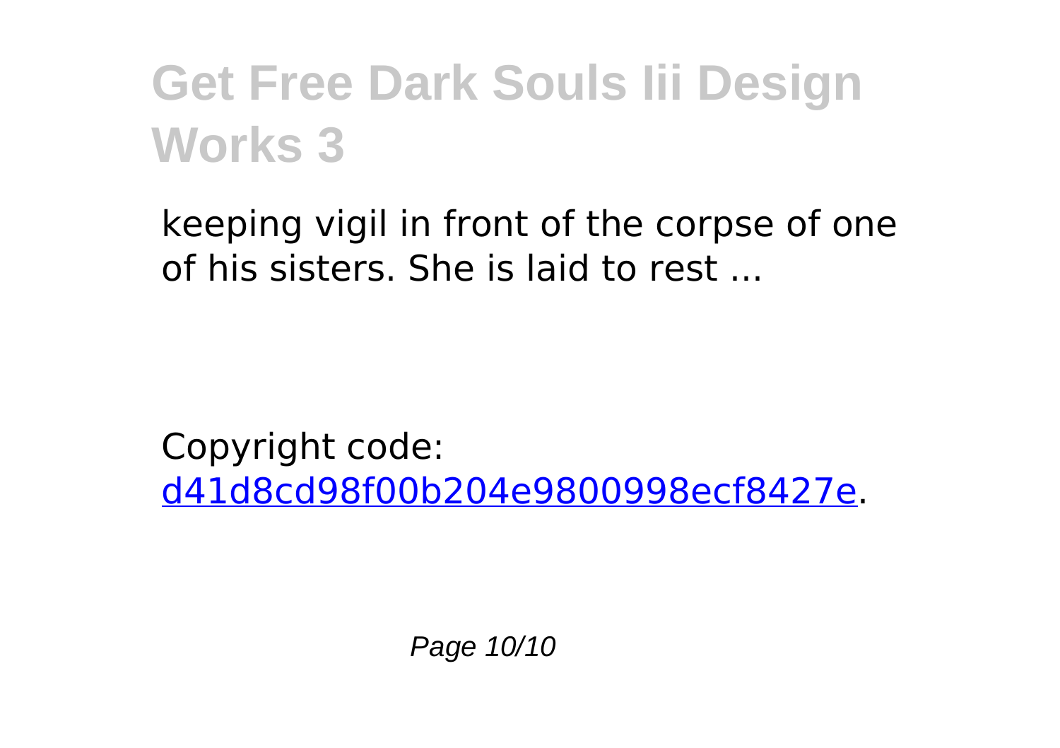keeping vigil in front of the corpse of one of his sisters. She is laid to rest ...

Copyright code: d41d8cd98f00b204e9800998ecf8427e.